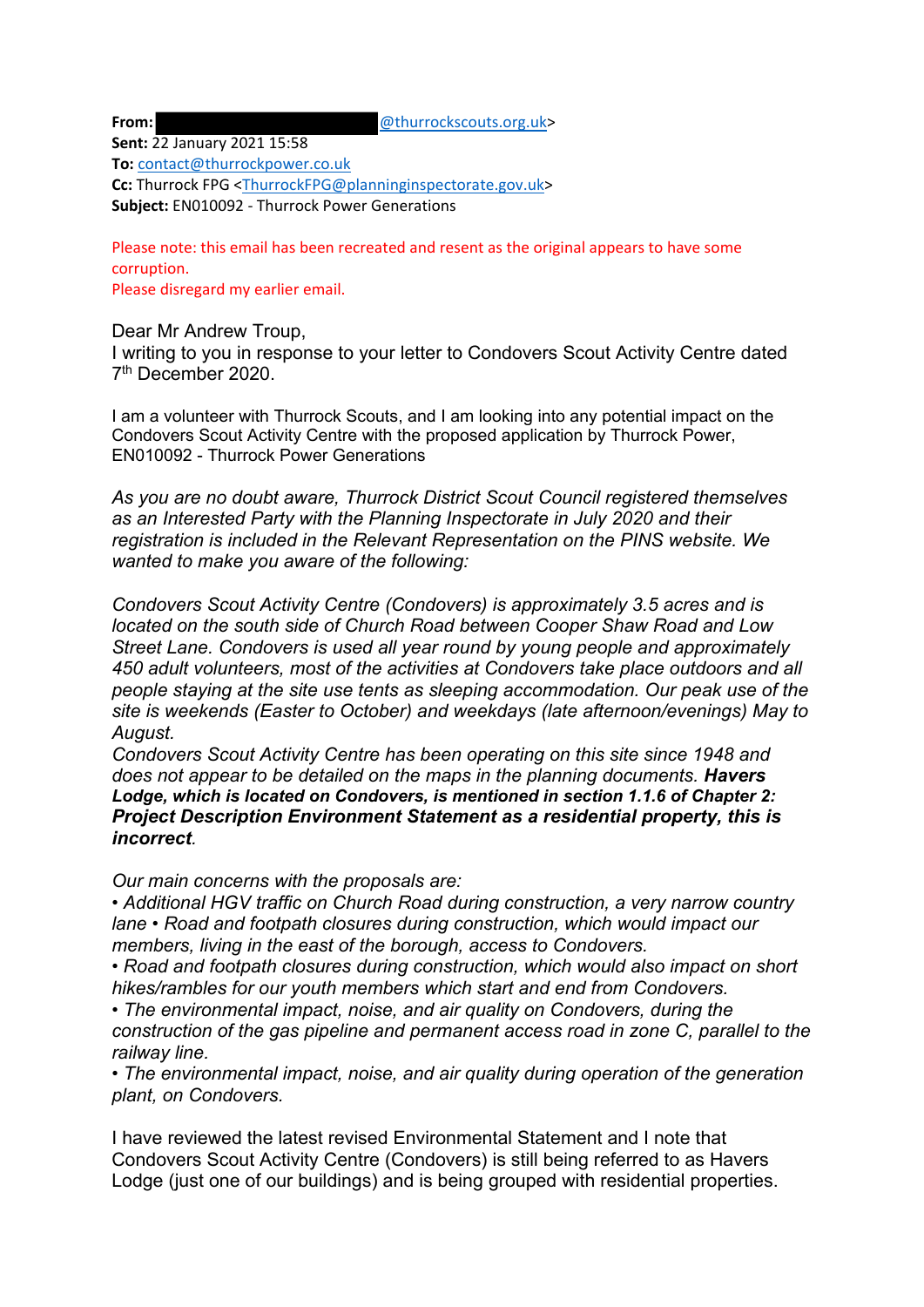**From:** [redacted]@thurrockscouts.org.uk>
**Sent:** 22 January 2021 15:58
**To:** contact@thurrockpower.co.uk
**Cc:** Thurrock FPG <ThurrockFPG@planninginspectorate.gov.uk>
**Subject:** EN010092 - Thurrock Power Generations

Please note: this email has been recreated and resent as the original appears to have some corruption.
Please disregard my earlier email.

Dear Mr Andrew Troup,
I writing to you in response to your letter to Condovers Scout Activity Centre dated 7th December 2020.

I am a volunteer with Thurrock Scouts, and I am looking into any potential impact on the Condovers Scout Activity Centre with the proposed application by Thurrock Power, EN010092 - Thurrock Power Generations

*As you are no doubt aware, Thurrock District Scout Council registered themselves as an Interested Party with the Planning Inspectorate in July 2020 and their registration is included in the Relevant Representation on the PINS website. We wanted to make you aware of the following:*

*Condovers Scout Activity Centre (Condovers) is approximately 3.5 acres and is located on the south side of Church Road between Cooper Shaw Road and Low Street Lane. Condovers is used all year round by young people and approximately 450 adult volunteers, most of the activities at Condovers take place outdoors and all people staying at the site use tents as sleeping accommodation. Our peak use of the site is weekends (Easter to October) and weekdays (late afternoon/evenings) May to August.*
*Condovers Scout Activity Centre has been operating on this site since 1948 and does not appear to be detailed on the maps in the planning documents.* ***Havers Lodge, which is located on Condovers, is mentioned in section 1.1.6 of Chapter 2: Project Description Environment Statement as a residential property, this is incorrect****.*

*Our main concerns with the proposals are:*
*• Additional HGV traffic on Church Road during construction, a very narrow country lane • Road and footpath closures during construction, which would impact our members, living in the east of the borough, access to Condovers.*
*• Road and footpath closures during construction, which would also impact on short hikes/rambles for our youth members which start and end from Condovers.*
*• The environmental impact, noise, and air quality on Condovers, during the construction of the gas pipeline and permanent access road in zone C, parallel to the railway line.*
*• The environmental impact, noise, and air quality during operation of the generation plant, on Condovers.*

I have reviewed the latest revised Environmental Statement and I note that Condovers Scout Activity Centre (Condovers) is still being referred to as Havers Lodge (just one of our buildings) and is being grouped with residential properties.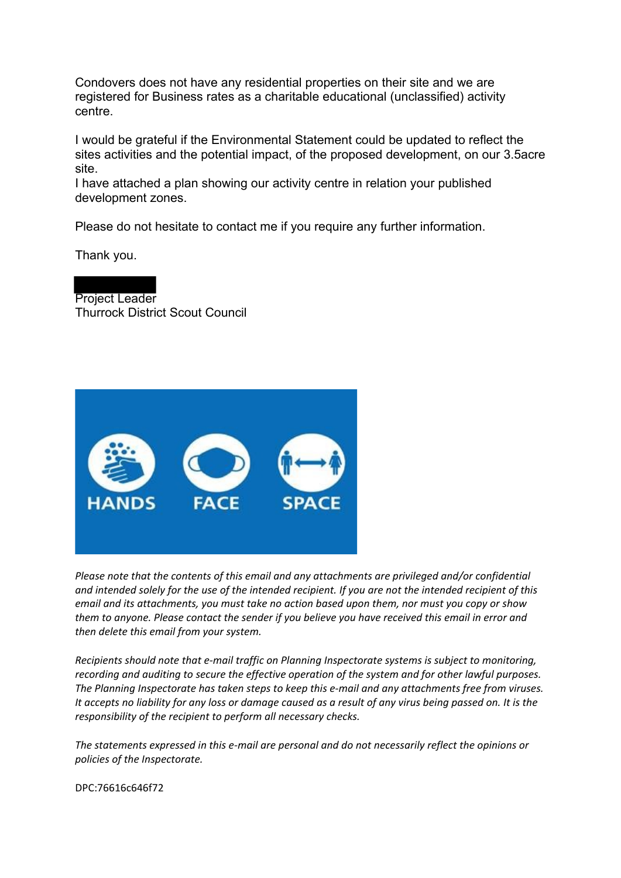Condovers does not have any residential properties on their site and we are registered for Business rates as a charitable educational (unclassified) activity centre.

I would be grateful if the Environmental Statement could be updated to reflect the sites activities and the potential impact, of the proposed development, on our 3.5acre site.
I have attached a plan showing our activity centre in relation your published development zones.

Please do not hesitate to contact me if you require any further information.

Thank you.

Project Leader
Thurrock District Scout Council

HANDS FACE SPACE

*Please note that the contents of this email and any attachments are privileged and/or confidential and intended solely for the use of the intended recipient. If you are not the intended recipient of this email and its attachments, you must take no action based upon them, nor must you copy or show them to anyone. Please contact the sender if you believe you have received this email in error and then delete this email from your system.*

*Recipients should note that e-mail traffic on Planning Inspectorate systems is subject to monitoring, recording and auditing to secure the effective operation of the system and for other lawful purposes. The Planning Inspectorate has taken steps to keep this e-mail and any attachments free from viruses. It accepts no liability for any loss or damage caused as a result of any virus being passed on. It is the responsibility of the recipient to perform all necessary checks.*

*The statements expressed in this e-mail are personal and do not necessarily reflect the opinions or policies of the Inspectorate.*

DPC:76616c646f72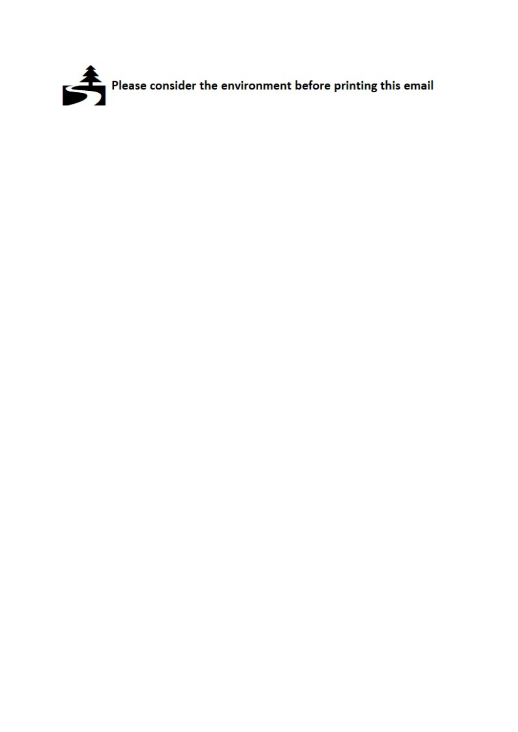Please consider the environment before printing this email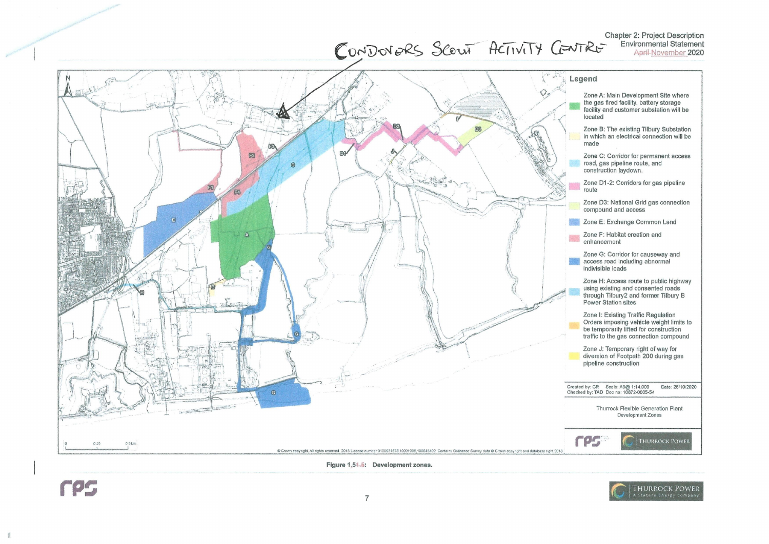CONDOVERS SCOUT ACTIVITY CENTRE

N

A
B
C
D1
D2
D3
E
F1
F2
F3
F4
G
G
G
H
I
J

**Legend**

Zone A: Main Development Site where the gas fired facility, battery storage facility and customer substation will be located

Zone B: The existing Tilbury Substation in which an electrical connection will be made

Zone C: Corridor for permanent access road, gas pipeline route, and construction laydown.

Zone D1-2: Corridors for gas pipeline route

Zone D3: National Grid gas connection compound and access

Zone E: Exchange Common Land

Zone F: Habitat creation and enhancement

Zone G: Corridor for causeway and access road including abnormal indivisible loads

Zone H: Access route to public highway using existing and consented roads through Tilbury2 and former Tilbury B Power Station sites

Zone I: Existing Traffic Regulation Orders imposing vehicle weight limits to be temporarily lifted for construction traffic to the gas connection compound

Zone J: Temporary right of way for diversion of Footpath 200 during gas pipeline construction

Created by: CR Scale: A3@ 1:14,000 Date: 28/10/2020
Checked by: TAD Doc no: 10872-0005-54

Thurrock Flexible Generation Plant
Development Zones

rps

THURROCK POWER

0 0.25 0.5km

© Crown copyright. All rights reserved. 2018 License number 0100031673,10001998,100048492. Contains Ordnance Survey data © Crown copyright and database right 2018

**Figure 1.5~~1.5~~: Development zones.**